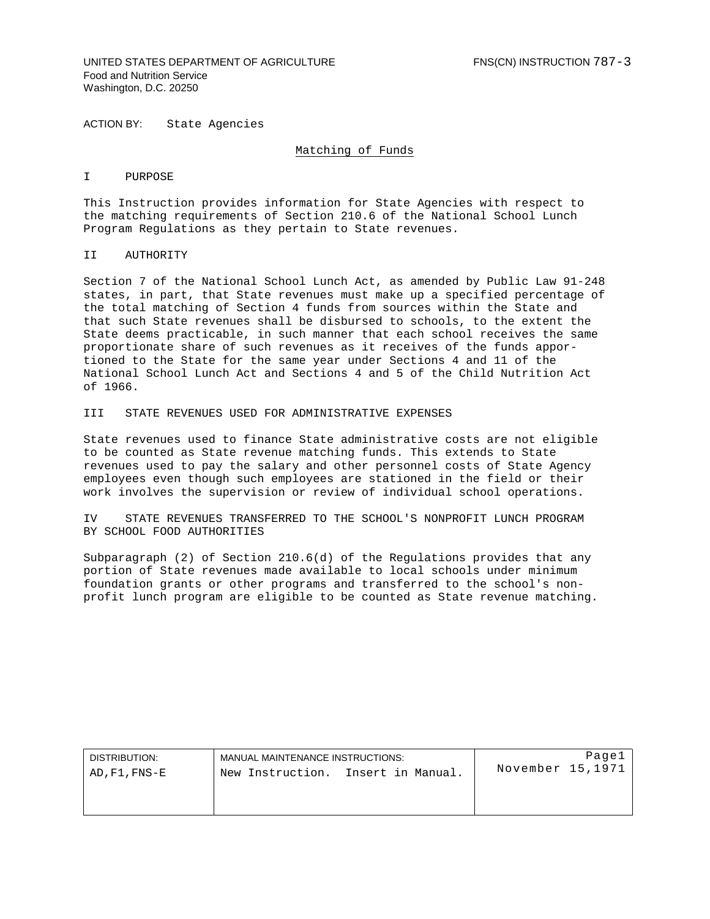UNITED STATES DEPARTMENT OF AGRICULTURE
Food and Nutrition Service
Washington, D.C. 20250

FNS(CN) INSTRUCTION 787-3

ACTION BY: State Agencies

# Matching of Funds

## I PURPOSE

This Instruction provides information for State Agencies with respect to the matching requirements of Section 210.6 of the National School Lunch Program Regulations as they pertain to State revenues.

## II AUTHORITY

Section 7 of the National School Lunch Act, as amended by Public Law 91-248 states, in part, that State revenues must make up a specified percentage of the total matching of Section 4 funds from sources within the State and that such State revenues shall be disbursed to schools, to the extent the State deems practicable, in such manner that each school receives the same proportionate share of such revenues as it receives of the funds apportioned to the State for the same year under Sections 4 and 11 of the National School Lunch Act and Sections 4 and 5 of the Child Nutrition Act of 1966.

## III STATE REVENUES USED FOR ADMINISTRATIVE EXPENSES

State revenues used to finance State administrative costs are not eligible to be counted as State revenue matching funds. This extends to State revenues used to pay the salary and other personnel costs of State Agency employees even though such employees are stationed in the field or their work involves the supervision or review of individual school operations.

## IV STATE REVENUES TRANSFERRED TO THE SCHOOL'S NONPROFIT LUNCH PROGRAM BY SCHOOL FOOD AUTHORITIES

Subparagraph (2) of Section 210.6(d) of the Regulations provides that any portion of State revenues made available to local schools under minimum foundation grants or other programs and transferred to the school's nonprofit lunch program are eligible to be counted as State revenue matching.

| DISTRIBUTION: | MANUAL MAINTENANCE INSTRUCTIONS: | |
| --- | --- | --- |
| AD, F1, FNS-E | New Instruction. Insert in Manual. | November 15, 1971 |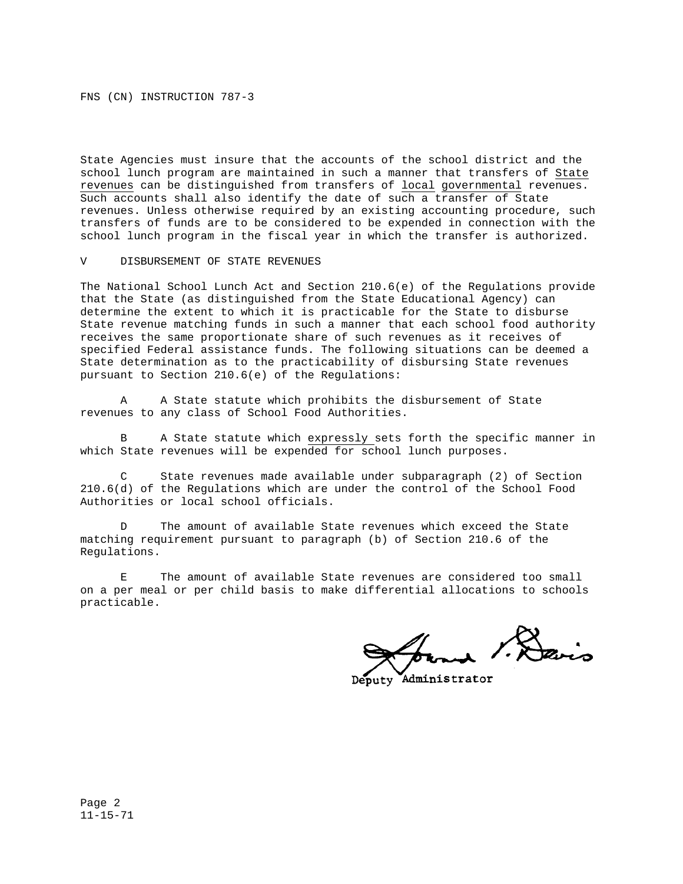State Agencies must insure that the accounts of the school district and the school lunch program are maintained in such a manner that transfers of State revenues can be distinguished from transfers of local governmental revenues. Such accounts shall also identify the date of such a transfer of State revenues. Unless otherwise required by an existing accounting procedure, such transfers of funds are to be considered to be expended in connection with the school lunch program in the fiscal year in which the transfer is authorized.

## V DISBURSEMENT OF STATE REVENUES

The National School Lunch Act and Section 210.6(e) of the Regulations provide that the State (as distinguished from the State Educational Agency) can determine the extent to which it is practicable for the State to disburse State revenue matching funds in such a manner that each school food authority receives the same proportionate share of such revenues as it receives of specified Federal assistance funds. The following situations can be deemed a State determination as to the practicability of disbursing State revenues pursuant to Section 210.6(e) of the Regulations:

A A State statute which prohibits the disbursement of State revenues to any class of School Food Authorities.

B A State statute which expressly sets forth the specific manner in which State revenues will be expended for school lunch purposes.

C State revenues made available under subparagraph (2) of Section 210.6(d) of the Regulations which are under the control of the School Food Authorities or local school officials.

D The amount of available State revenues which exceed the State matching requirement pursuant to paragraph (b) of Section 210.6 of the Regulations.

E The amount of available State revenues are considered too small on a per meal or per child basis to make differential allocations to schools practicable.

Howard P. Davis
Deputy Administrator

11-15-71